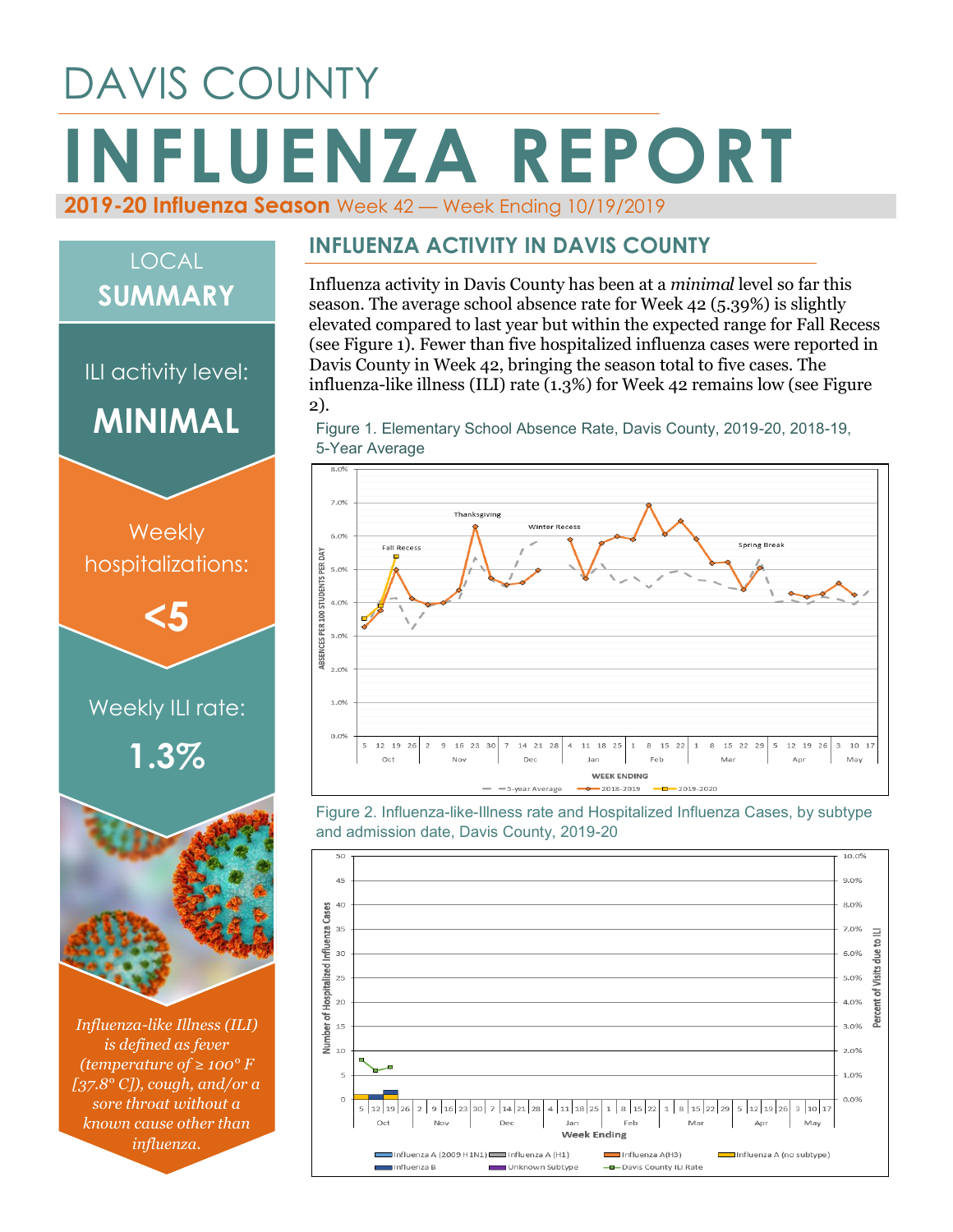# DAVIS COUNTY

# INFLUENZA REPORT

**2019-20 Influenza Season** Week 42 — Week Ending 10/19/2019

## LOCAL SUMMARY

ILI activity level:

**MINIMAL**

Weekly hospitalizations:

**<5**

Weekly ILI rate:

**1.3%**

*Influenza-like Illness (ILI) is defined as fever (temperature of ≥ 100° F [37.8° C]), cough, and/or a sore throat without a known cause other than influenza.*

## INFLUENZA ACTIVITY IN DAVIS COUNTY

Influenza activity in Davis County has been at a *minimal* level so far this season. The average school absence rate for Week 42 (5.39%) is slightly elevated compared to last year but within the expected range for Fall Recess (see Figure 1). Fewer than five hospitalized influenza cases were reported in Davis County in Week 42, bringing the season total to five cases. The influenza-like illness (ILI) rate (1.3%) for Week 42 remains low (see Figure 2).

Figure 1. Elementary School Absence Rate, Davis County, 2019-20, 2018-19, 5-Year Average

Figure 2. Influenza-like-Illness rate and Hospitalized Influenza Cases, by subtype and admission date, Davis County, 2019-20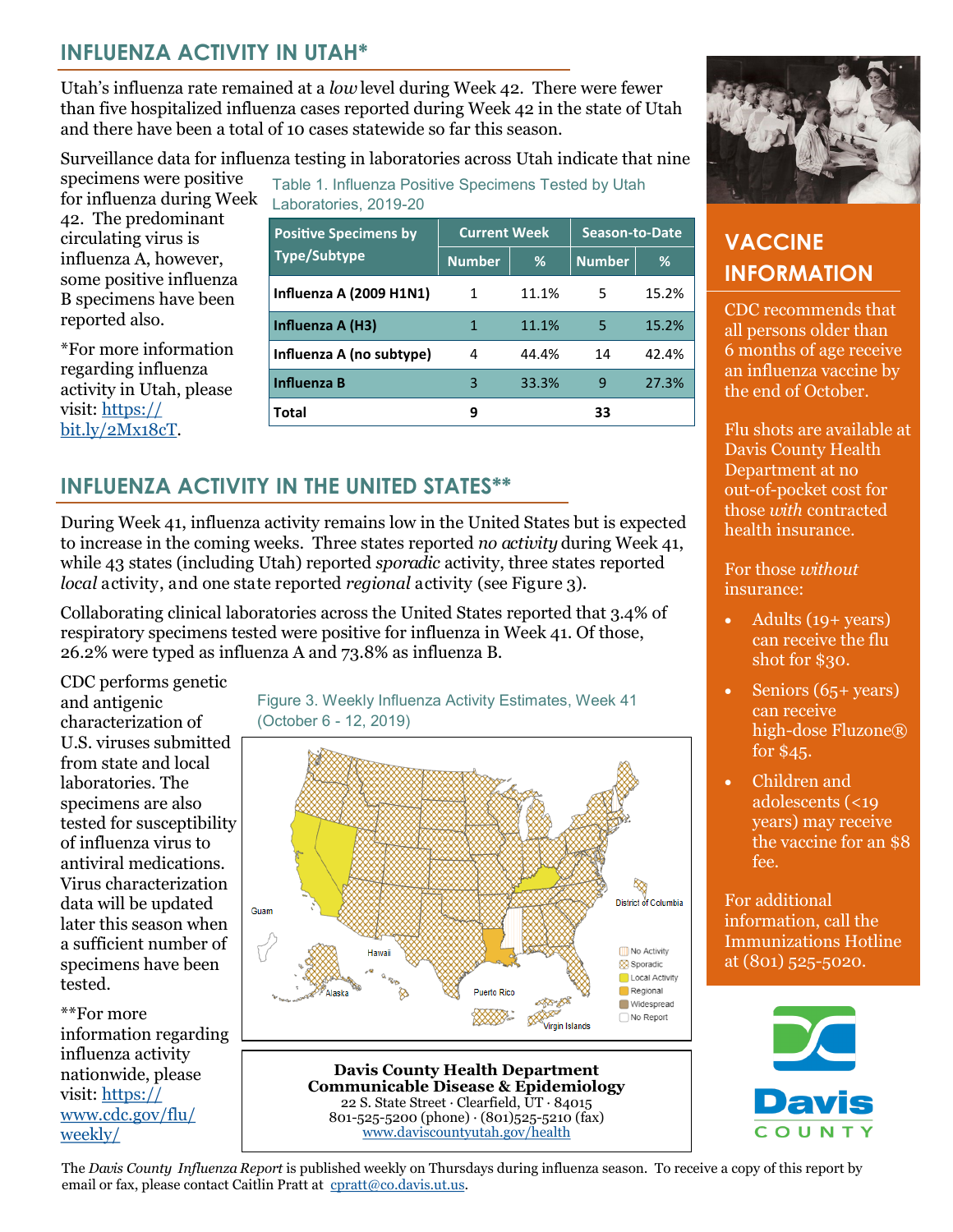## INFLUENZA ACTIVITY IN UTAH*

Utah's influenza rate remained at a *low* level during Week 42. There were fewer than five hospitalized influenza cases reported during Week 42 in the state of Utah and there have been a total of 10 cases statewide so far this season.

Surveillance data for influenza testing in laboratories across Utah indicate that nine specimens were positive for influenza during Week 42. The predominant circulating virus is influenza A, however, some positive influenza B specimens have been reported also.

*For more information regarding influenza activity in Utah, please visit: https://bit.ly/2Mx18cT.

Table 1. Influenza Positive Specimens Tested by Utah Laboratories, 2019-20

| Positive Specimens by Type/Subtype | Current Week | | Season-to-Date | |
|---|---|---|---|---|
| | Number | % | Number | % |
| Influenza A (2009 H1N1) | 1 | 11.1% | 5 | 15.2% |
| Influenza A (H3) | 1 | 11.1% | 5 | 15.2% |
| Influenza A (no subtype) | 4 | 44.4% | 14 | 42.4% |
| Influenza B | 3 | 33.3% | 9 | 27.3% |
| **Total** | **9** | | **33** | |

## INFLUENZA ACTIVITY IN THE UNITED STATES**

During Week 41, influenza activity remains low in the United States but is expected to increase in the coming weeks. Three states reported *no activity* during Week 41, while 43 states (including Utah) reported *sporadic* activity, three states reported *local* activity, and one state reported *regional* activity (see Figure 3).

Collaborating clinical laboratories across the United States reported that 3.4% of respiratory specimens tested were positive for influenza in Week 41. Of those, 26.2% were typed as influenza A and 73.8% as influenza B.

CDC performs genetic and antigenic characterization of U.S. viruses submitted from state and local laboratories. The specimens are also tested for susceptibility of influenza virus to antiviral medications. Virus characterization data will be updated later this season when a sufficient number of specimens have been tested.

**For more information regarding influenza activity nationwide, please visit: https://www.cdc.gov/flu/weekly/

Figure 3. Weekly Influenza Activity Estimates, Week 41 (October 6 - 12, 2019)

Guam
Hawaii
Alaska
Puerto Rico
Virgin Islands
District of Columbia
No Activity
Sporadic
Local Activity
Regional
Widespread
No Report

**Davis County Health Department**
**Communicable Disease & Epidemiology**
22 S. State Street · Clearfield, UT · 84015
801-525-5200 (phone) · (801)525-5210 (fax)
www.daviscountyutah.gov/health

## VACCINE INFORMATION

CDC recommends that all persons older than 6 months of age receive an influenza vaccine by the end of October.

Flu shots are available at Davis County Health Department at no out-of-pocket cost for those *with* contracted health insurance.

For those *without* insurance:

- Adults (19+ years) can receive the flu shot for $30.
- Seniors (65+ years) can receive high-dose Fluzone® for $45.
- Children and adolescents (<19 years) may receive the vaccine for an $8 fee.

For additional information, call the Immunizations Hotline at (801) 525-5020.

Davis COUNTY

The *Davis County Influenza Report* is published weekly on Thursdays during influenza season. To receive a copy of this report by email or fax, please contact Caitlin Pratt at cpratt@co.davis.ut.us.